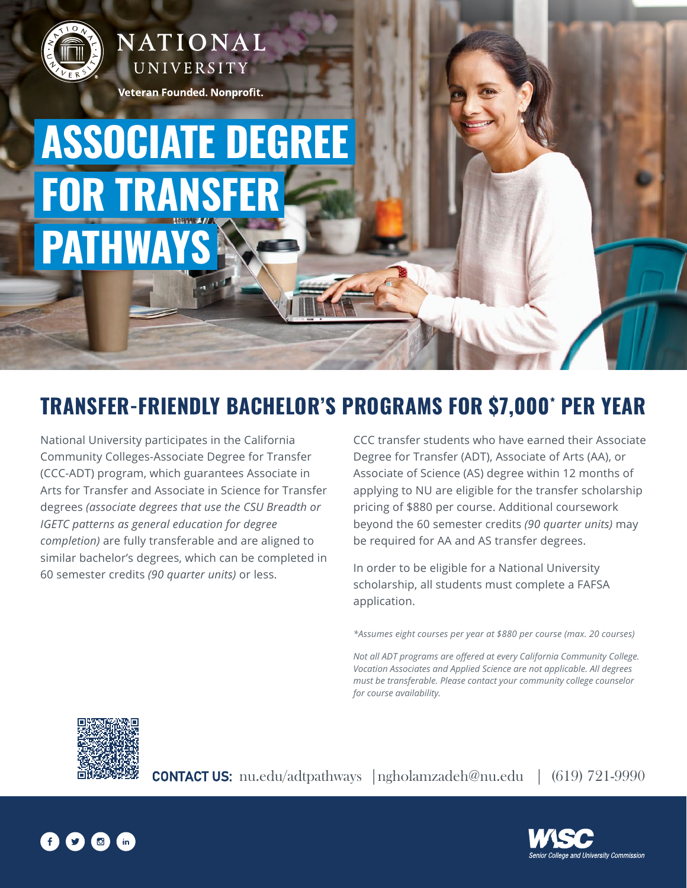NATIONAL UNIVERSITY

Veteran Founded. Nonprofit.

# ASSOCIATE DEGREE FOR TRANSFER PATHWAYS

## TRANSFER-FRIENDLY BACHELOR'S PROGRAMS FOR $7,000* PER YEAR

National University participates in the California Community Colleges-Associate Degree for Transfer (CCC-ADT) program, which guarantees Associate in Arts for Transfer and Associate in Science for Transfer degrees *(associate degrees that use the CSU Breadth or IGETC patterns as general education for degree completion)* are fully transferable and are aligned to similar bachelor's degrees, which can be completed in 60 semester credits *(90 quarter units)* or less.

CCC transfer students who have earned their Associate Degree for Transfer (ADT), Associate of Arts (AA), or Associate of Science (AS) degree within 12 months of applying to NU are eligible for the transfer scholarship pricing of $880 per course. Additional coursework beyond the 60 semester credits *(90 quarter units)* may be required for AA and AS transfer degrees.

In order to be eligible for a National University scholarship, all students must complete a FAFSA application.

*\*Assumes eight courses per year at $880 per course (max. 20 courses)*

*Not all ADT programs are offered at every California Community College. Vocation Associates and Applied Science are not applicable. All degrees must be transferable. Please contact your community college counselor for course availability.*

**CONTACT US:** nu.edu/adtpathways | ngholamzadeh@nu.edu | (619) 721-9990

WASC Senior College and University Commission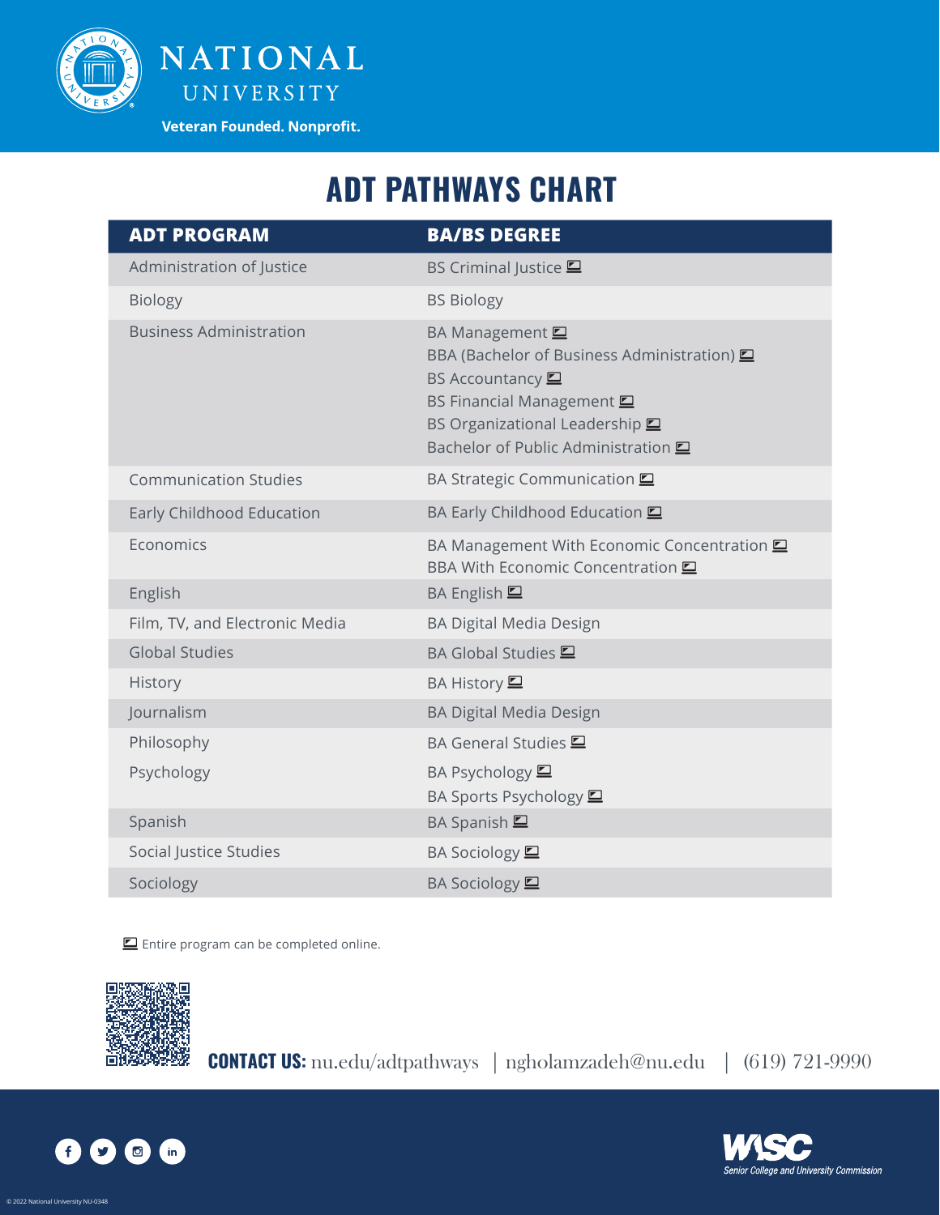NATIONAL UNIVERSITY

Veteran Founded. Nonprofit.

# ADT PATHWAYS CHART

| ADT PROGRAM | BA/BS DEGREE |
|---|---|
| Administration of Justice | BS Criminal Justice 💻 |
| Biology | BS Biology |
| Business Administration | BA Management 💻<br>BBA (Bachelor of Business Administration) 💻<br>BS Accountancy 💻<br>BS Financial Management 💻<br>BS Organizational Leadership 💻<br>Bachelor of Public Administration 💻 |
| Communication Studies | BA Strategic Communication 💻 |
| Early Childhood Education | BA Early Childhood Education 💻 |
| Economics | BA Management With Economic Concentration 💻<br>BBA With Economic Concentration 💻 |
| English | BA English 💻 |
| Film, TV, and Electronic Media | BA Digital Media Design |
| Global Studies | BA Global Studies 💻 |
| History | BA History 💻 |
| Journalism | BA Digital Media Design |
| Philosophy | BA General Studies 💻 |
| Psychology | BA Psychology 💻<br>BA Sports Psychology 💻 |
| Spanish | BA Spanish 💻 |
| Social Justice Studies | BA Sociology 💻 |
| Sociology | BA Sociology 💻 |

💻 Entire program can be completed online.

**CONTACT US:** nu.edu/adtpathways | ngholamzadeh@nu.edu | (619) 721-9990

WASC Senior College and University Commission

© 2022 National University NU-0348